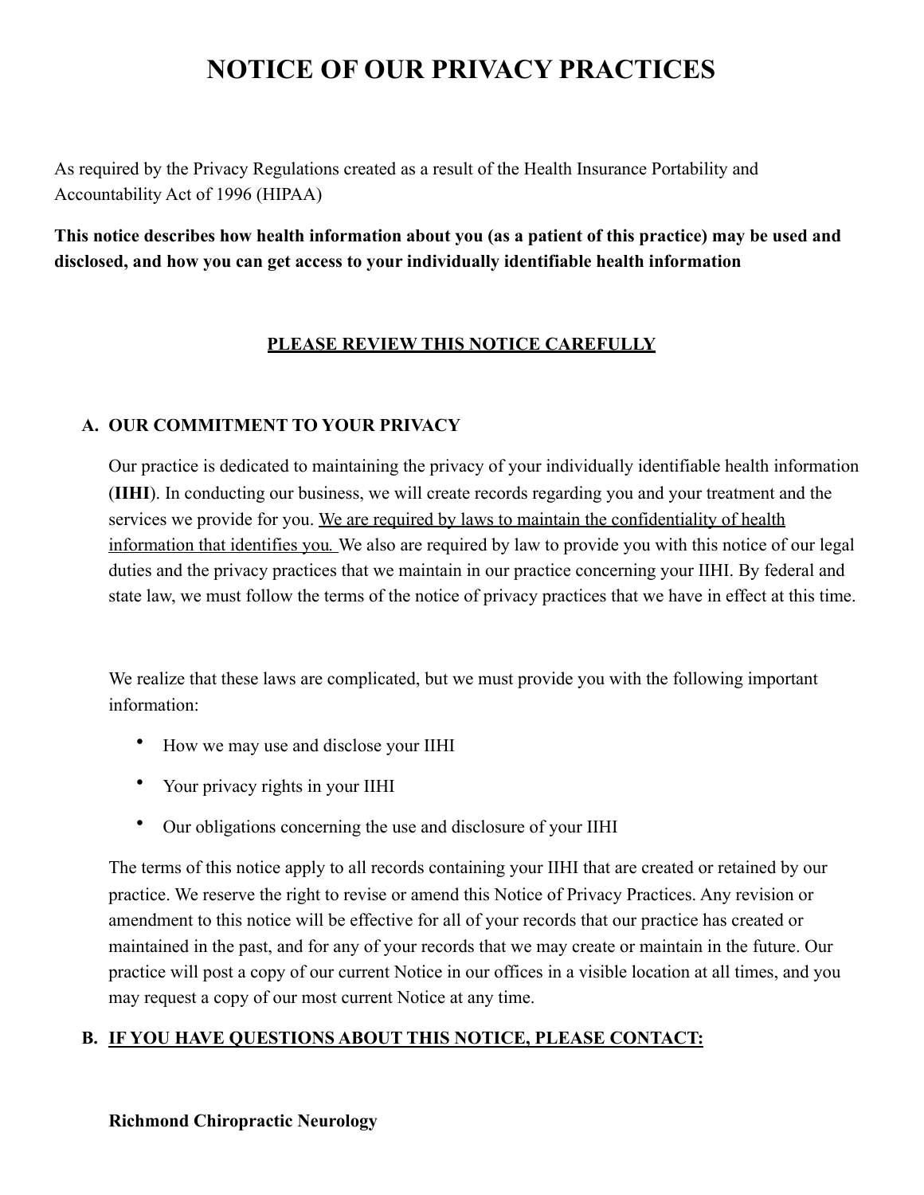# NOTICE OF OUR PRIVACY PRACTICES

As required by the Privacy Regulations created as a result of the Health Insurance Portability and Accountability Act of 1996 (HIPAA)

**This notice describes how health information about you (as a patient of this practice) may be used and disclosed, and how you can get access to your individually identifiable health information**

<u>**PLEASE REVIEW THIS NOTICE CAREFULLY**</u>

## A. OUR COMMITMENT TO YOUR PRIVACY

Our practice is dedicated to maintaining the privacy of your individually identifiable health information (**IIHI**). In conducting our business, we will create records regarding you and your treatment and the services we provide for you. <u>We are required by laws to maintain the confidentiality of health information that identifies you.</u> We also are required by law to provide you with this notice of our legal duties and the privacy practices that we maintain in our practice concerning your IIHI. By federal and state law, we must follow the terms of the notice of privacy practices that we have in effect at this time.

We realize that these laws are complicated, but we must provide you with the following important information:

- How we may use and disclose your IIHI
- Your privacy rights in your IIHI
- Our obligations concerning the use and disclosure of your IIHI

The terms of this notice apply to all records containing your IIHI that are created or retained by our practice. We reserve the right to revise or amend this Notice of Privacy Practices. Any revision or amendment to this notice will be effective for all of your records that our practice has created or maintained in the past, and for any of your records that we may create or maintain in the future. Our practice will post a copy of our current Notice in our offices in a visible location at all times, and you may request a copy of our most current Notice at any time.

## B. <u>IF YOU HAVE QUESTIONS ABOUT THIS NOTICE, PLEASE CONTACT:</u>

**Richmond Chiropractic Neurology**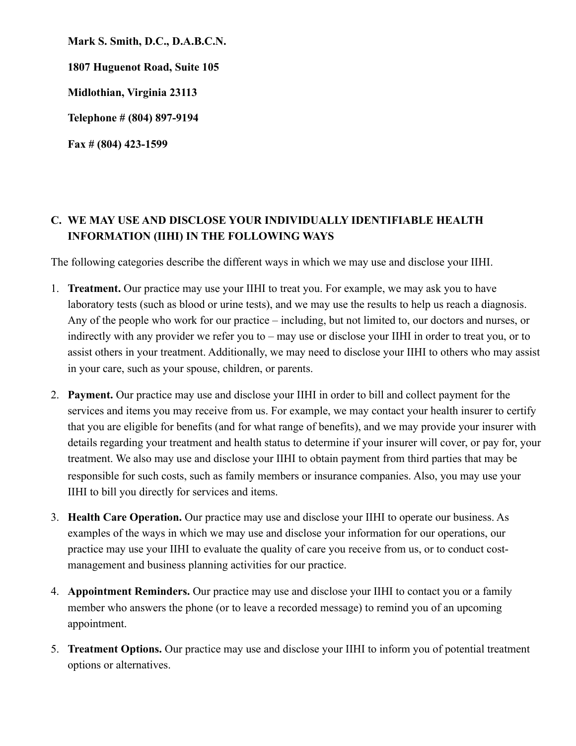**Mark S. Smith, D.C., D.A.B.C.N.**

**1807 Huguenot Road, Suite 105**

**Midlothian, Virginia 23113**

**Telephone # (804) 897-9194**

**Fax # (804) 423-1599**

## C. WE MAY USE AND DISCLOSE YOUR INDIVIDUALLY IDENTIFIABLE HEALTH INFORMATION (IIHI) IN THE FOLLOWING WAYS

The following categories describe the different ways in which we may use and disclose your IIHI.

1. **Treatment.** Our practice may use your IIHI to treat you. For example, we may ask you to have laboratory tests (such as blood or urine tests), and we may use the results to help us reach a diagnosis. Any of the people who work for our practice – including, but not limited to, our doctors and nurses, or indirectly with any provider we refer you to – may use or disclose your IIHI in order to treat you, or to assist others in your treatment. Additionally, we may need to disclose your IIHI to others who may assist in your care, such as your spouse, children, or parents.

2. **Payment.** Our practice may use and disclose your IIHI in order to bill and collect payment for the services and items you may receive from us. For example, we may contact your health insurer to certify that you are eligible for benefits (and for what range of benefits), and we may provide your insurer with details regarding your treatment and health status to determine if your insurer will cover, or pay for, your treatment. We also may use and disclose your IIHI to obtain payment from third parties that may be responsible for such costs, such as family members or insurance companies. Also, you may use your IIHI to bill you directly for services and items.

3. **Health Care Operation.** Our practice may use and disclose your IIHI to operate our business. As examples of the ways in which we may use and disclose your information for our operations, our practice may use your IIHI to evaluate the quality of care you receive from us, or to conduct cost-management and business planning activities for our practice.

4. **Appointment Reminders.** Our practice may use and disclose your IIHI to contact you or a family member who answers the phone (or to leave a recorded message) to remind you of an upcoming appointment.

5. **Treatment Options.** Our practice may use and disclose your IIHI to inform you of potential treatment options or alternatives.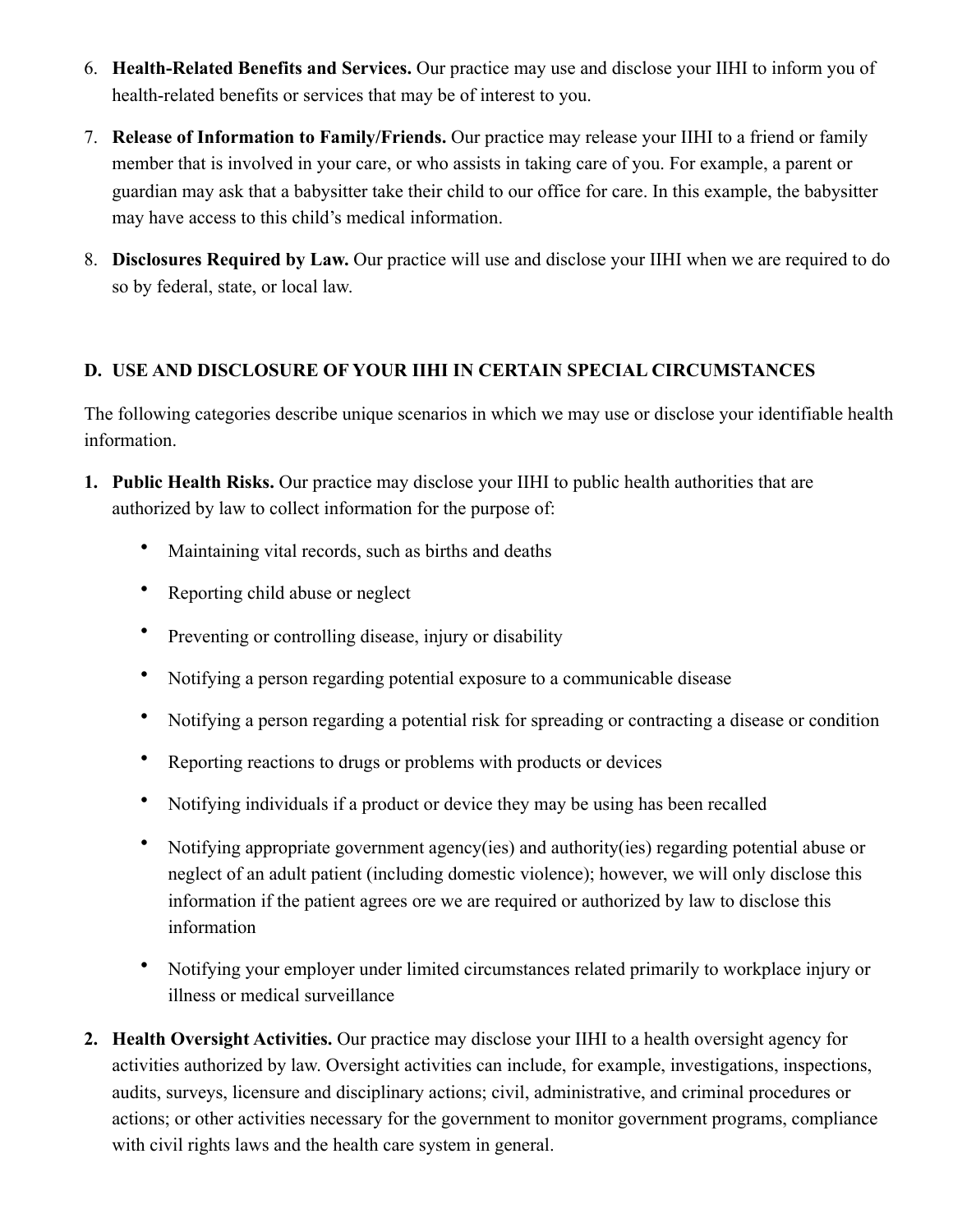6. **Health-Related Benefits and Services.** Our practice may use and disclose your IIHI to inform you of health-related benefits or services that may be of interest to you.

7. **Release of Information to Family/Friends.** Our practice may release your IIHI to a friend or family member that is involved in your care, or who assists in taking care of you. For example, a parent or guardian may ask that a babysitter take their child to our office for care. In this example, the babysitter may have access to this child's medical information.

8. **Disclosures Required by Law.** Our practice will use and disclose your IIHI when we are required to do so by federal, state, or local law.

## D. USE AND DISCLOSURE OF YOUR IIHI IN CERTAIN SPECIAL CIRCUMSTANCES

The following categories describe unique scenarios in which we may use or disclose your identifiable health information.

1. **Public Health Risks.** Our practice may disclose your IIHI to public health authorities that are authorized by law to collect information for the purpose of:

   - Maintaining vital records, such as births and deaths
   - Reporting child abuse or neglect
   - Preventing or controlling disease, injury or disability
   - Notifying a person regarding potential exposure to a communicable disease
   - Notifying a person regarding a potential risk for spreading or contracting a disease or condition
   - Reporting reactions to drugs or problems with products or devices
   - Notifying individuals if a product or device they may be using has been recalled
   - Notifying appropriate government agency(ies) and authority(ies) regarding potential abuse or neglect of an adult patient (including domestic violence); however, we will only disclose this information if the patient agrees ore we are required or authorized by law to disclose this information
   - Notifying your employer under limited circumstances related primarily to workplace injury or illness or medical surveillance

2. **Health Oversight Activities.** Our practice may disclose your IIHI to a health oversight agency for activities authorized by law. Oversight activities can include, for example, investigations, inspections, audits, surveys, licensure and disciplinary actions; civil, administrative, and criminal procedures or actions; or other activities necessary for the government to monitor government programs, compliance with civil rights laws and the health care system in general.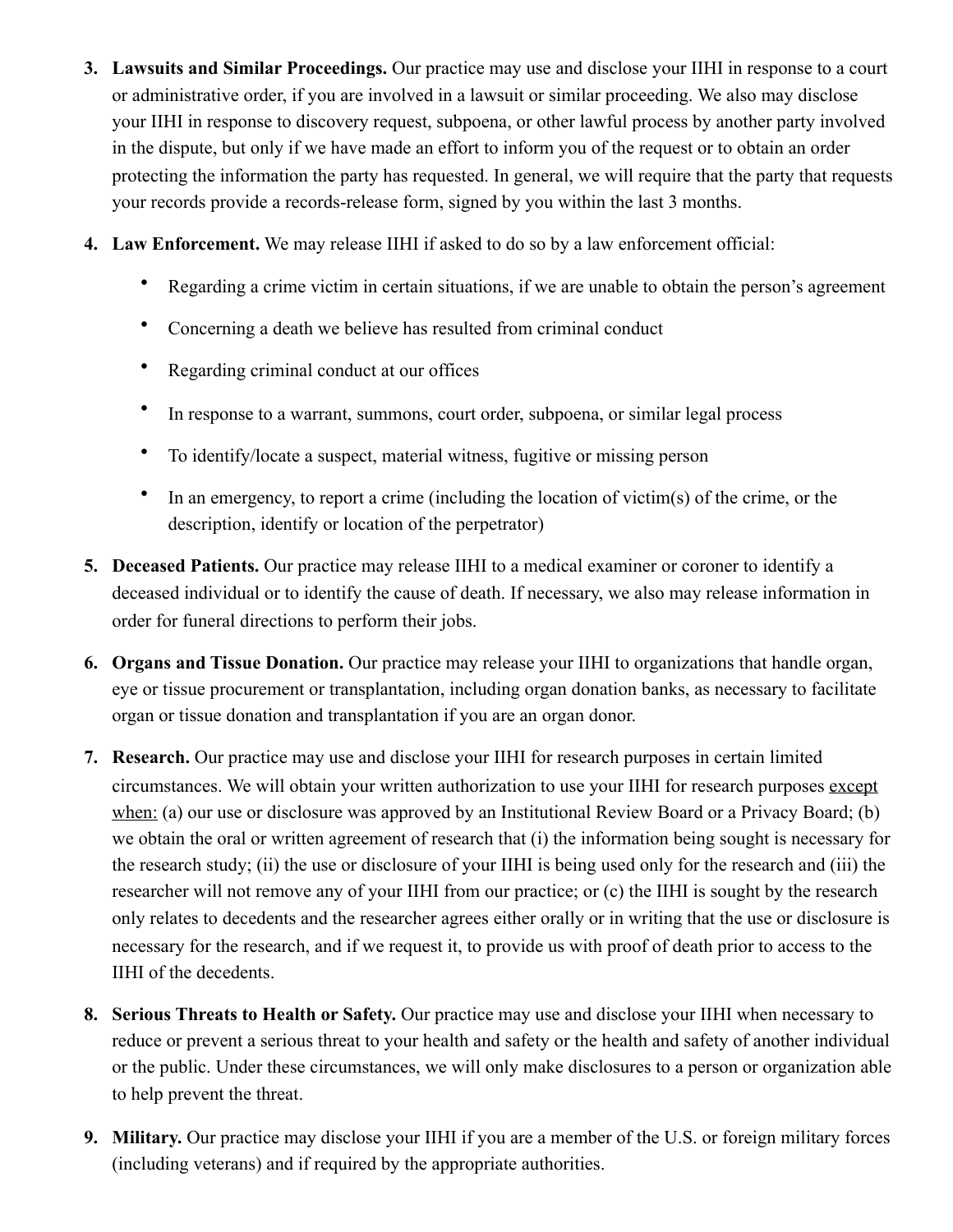3. **Lawsuits and Similar Proceedings.** Our practice may use and disclose your IIHI in response to a court or administrative order, if you are involved in a lawsuit or similar proceeding. We also may disclose your IIHI in response to discovery request, subpoena, or other lawful process by another party involved in the dispute, but only if we have made an effort to inform you of the request or to obtain an order protecting the information the party has requested. In general, we will require that the party that requests your records provide a records-release form, signed by you within the last 3 months.

4. **Law Enforcement.** We may release IIHI if asked to do so by a law enforcement official:

   - Regarding a crime victim in certain situations, if we are unable to obtain the person's agreement
   - Concerning a death we believe has resulted from criminal conduct
   - Regarding criminal conduct at our offices
   - In response to a warrant, summons, court order, subpoena, or similar legal process
   - To identify/locate a suspect, material witness, fugitive or missing person
   - In an emergency, to report a crime (including the location of victim(s) of the crime, or the description, identify or location of the perpetrator)

5. **Deceased Patients.** Our practice may release IIHI to a medical examiner or coroner to identify a deceased individual or to identify the cause of death. If necessary, we also may release information in order for funeral directions to perform their jobs.

6. **Organs and Tissue Donation.** Our practice may release your IIHI to organizations that handle organ, eye or tissue procurement or transplantation, including organ donation banks, as necessary to facilitate organ or tissue donation and transplantation if you are an organ donor.

7. **Research.** Our practice may use and disclose your IIHI for research purposes in certain limited circumstances. We will obtain your written authorization to use your IIHI for research purposes except when: (a) our use or disclosure was approved by an Institutional Review Board or a Privacy Board; (b) we obtain the oral or written agreement of research that (i) the information being sought is necessary for the research study; (ii) the use or disclosure of your IIHI is being used only for the research and (iii) the researcher will not remove any of your IIHI from our practice; or (c) the IIHI is sought by the research only relates to decedents and the researcher agrees either orally or in writing that the use or disclosure is necessary for the research, and if we request it, to provide us with proof of death prior to access to the IIHI of the decedents.

8. **Serious Threats to Health or Safety.** Our practice may use and disclose your IIHI when necessary to reduce or prevent a serious threat to your health and safety or the health and safety of another individual or the public. Under these circumstances, we will only make disclosures to a person or organization able to help prevent the threat.

9. **Military.** Our practice may disclose your IIHI if you are a member of the U.S. or foreign military forces (including veterans) and if required by the appropriate authorities.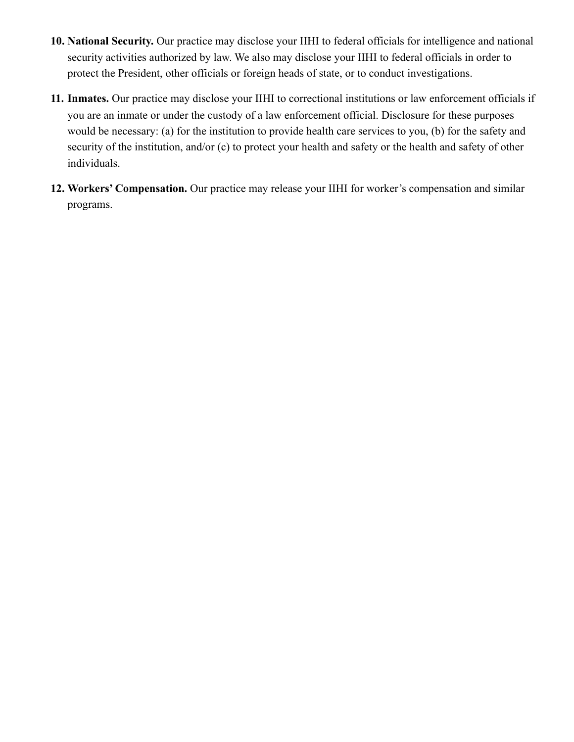10. **National Security.** Our practice may disclose your IIHI to federal officials for intelligence and national security activities authorized by law. We also may disclose your IIHI to federal officials in order to protect the President, other officials or foreign heads of state, or to conduct investigations.

11. **Inmates.** Our practice may disclose your IIHI to correctional institutions or law enforcement officials if you are an inmate or under the custody of a law enforcement official. Disclosure for these purposes would be necessary: (a) for the institution to provide health care services to you, (b) for the safety and security of the institution, and/or (c) to protect your health and safety or the health and safety of other individuals.

12. **Workers' Compensation.** Our practice may release your IIHI for worker's compensation and similar programs.